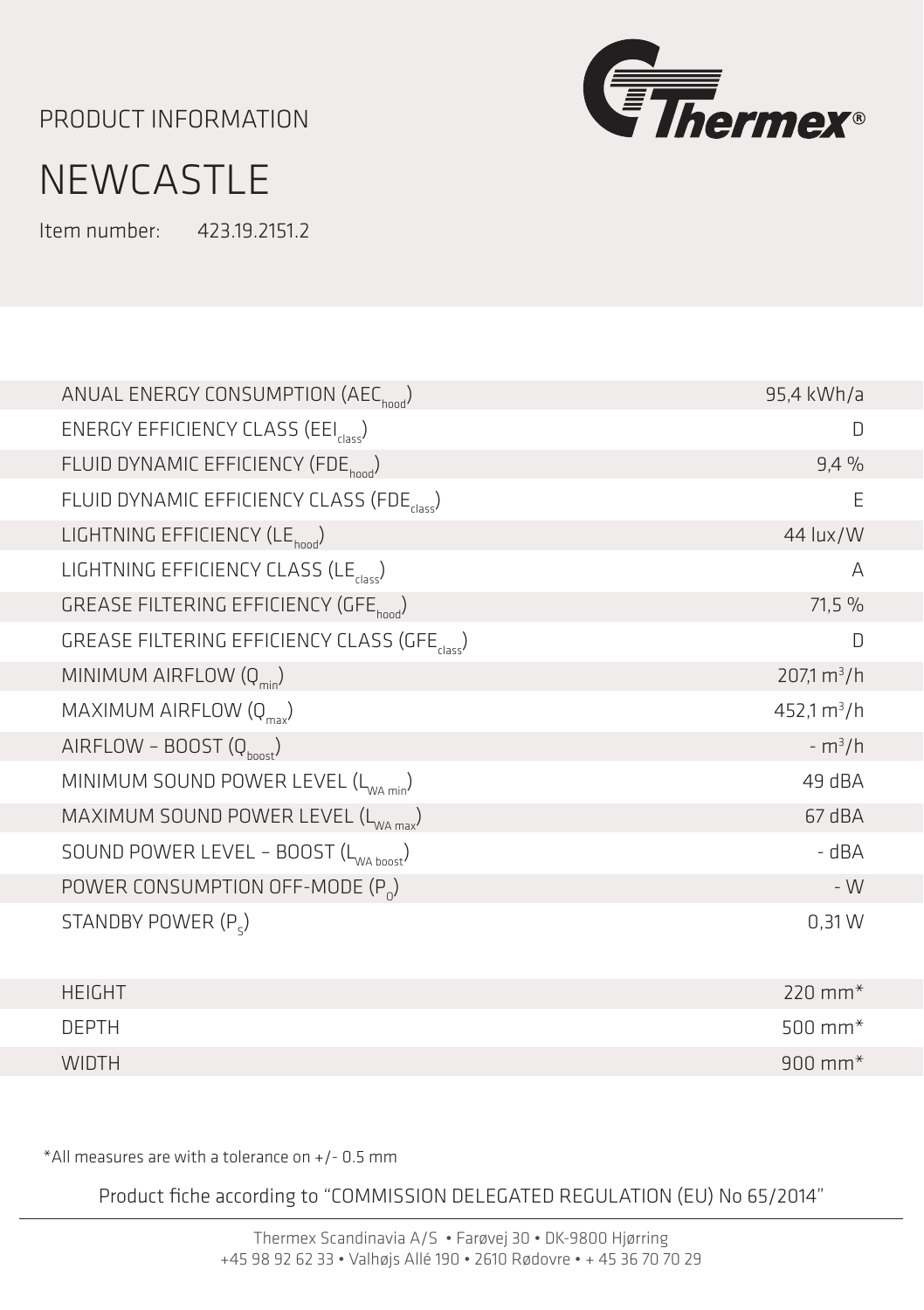PRODUCT INFORMATION

# NEWCASTLE

Item number: 423.19.2151.2

| | |
|---|---|
| ANUAL ENERGY CONSUMPTION ($AEC_{hood}$) | 95,4 kWh/a |
| ENERGY EFFICIENCY CLASS ($EEI_{class}$) | D |
| FLUID DYNAMIC EFFICIENCY ($FDE_{hood}$) | 9,4 % |
| FLUID DYNAMIC EFFICIENCY CLASS ($FDE_{class}$) | E |
| LIGHTNING EFFICIENCY ($LE_{hood}$) | 44 lux/W |
| LIGHTNING EFFICIENCY CLASS ($LE_{class}$) | A |
| GREASE FILTERING EFFICIENCY ($GFE_{hood}$) | 71,5 % |
| GREASE FILTERING EFFICIENCY CLASS ($GFE_{class}$) | D |
| MINIMUM AIRFLOW ($Q_{min}$) | 207,1 $m^3/h$ |
| MAXIMUM AIRFLOW ($Q_{max}$) | 452,1 $m^3/h$ |
| AIRFLOW – BOOST ($Q_{boost}$) | - $m^3/h$ |
| MINIMUM SOUND POWER LEVEL ($L_{WA\ min}$) | 49 dBA |
| MAXIMUM SOUND POWER LEVEL ($L_{WA\ max}$) | 67 dBA |
| SOUND POWER LEVEL – BOOST ($L_{WA\ boost}$) | - dBA |
| POWER CONSUMPTION OFF-MODE ($P_O$) | - W |
| STANDBY POWER ($P_S$) | 0,31 W |

| | |
|---|---|
| HEIGHT | 220 mm* |
| DEPTH | 500 mm* |
| WIDTH | 900 mm* |

*All measures are with a tolerance on +/- 0.5 mm

Product fiche according to "COMMISSION DELEGATED REGULATION (EU) No 65/2014"

Thermex Scandinavia A/S • Farøvej 30 • DK-9800 Hjørring
+45 98 92 62 33 • Valhøjs Allé 190 • 2610 Rødovre • + 45 36 70 70 29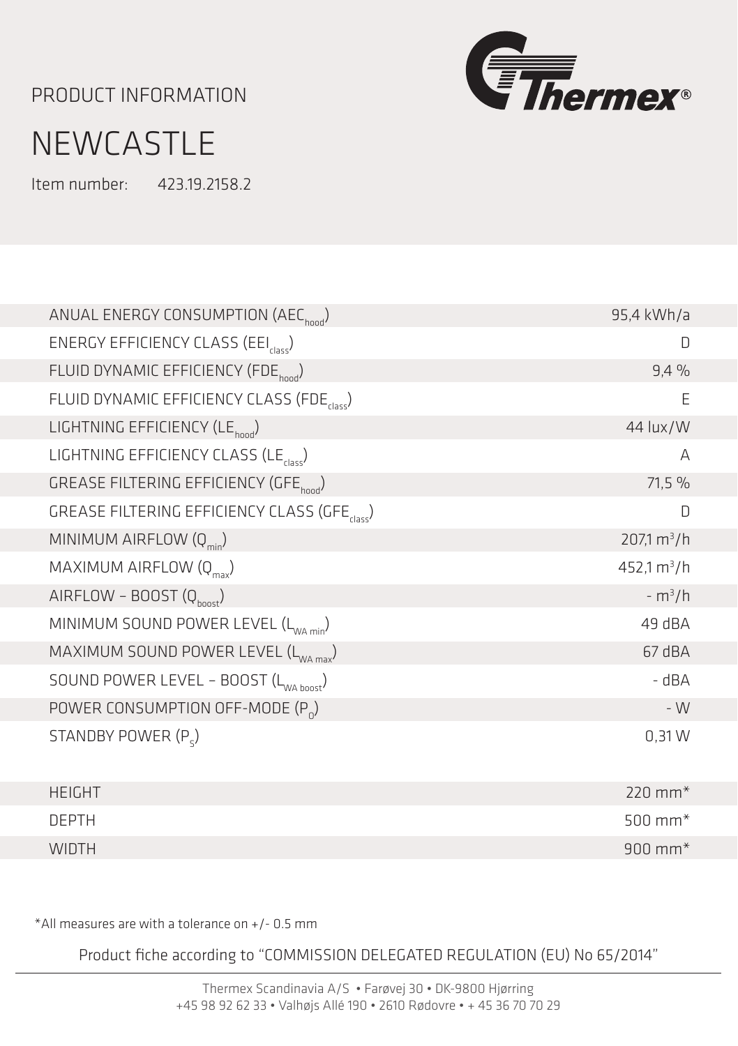PRODUCT INFORMATION

# NEWCASTLE

Item number: 423.19.2158.2

| | |
|---|---|
| ANUAL ENERGY CONSUMPTION ($AEC_{hood}$) | 95,4 kWh/a |
| ENERGY EFFICIENCY CLASS ($EEI_{class}$) | D |
| FLUID DYNAMIC EFFICIENCY ($FDE_{hood}$) | 9,4 % |
| FLUID DYNAMIC EFFICIENCY CLASS ($FDE_{class}$) | E |
| LIGHTNING EFFICIENCY ($LE_{hood}$) | 44 lux/W |
| LIGHTNING EFFICIENCY CLASS ($LE_{class}$) | A |
| GREASE FILTERING EFFICIENCY ($GFE_{hood}$) | 71,5 % |
| GREASE FILTERING EFFICIENCY CLASS ($GFE_{class}$) | D |
| MINIMUM AIRFLOW ($Q_{min}$) | 207,1 $m^3$/h |
| MAXIMUM AIRFLOW ($Q_{max}$) | 452,1 $m^3$/h |
| AIRFLOW – BOOST ($Q_{boost}$) | - $m^3$/h |
| MINIMUM SOUND POWER LEVEL ($L_{WA\ min}$) | 49 dBA |
| MAXIMUM SOUND POWER LEVEL ($L_{WA\ max}$) | 67 dBA |
| SOUND POWER LEVEL – BOOST ($L_{WA\ boost}$) | - dBA |
| POWER CONSUMPTION OFF-MODE ($P_O$) | - W |
| STANDBY POWER ($P_S$) | 0,31 W |

| | |
|---|---|
| HEIGHT | 220 mm* |
| DEPTH | 500 mm* |
| WIDTH | 900 mm* |

*All measures are with a tolerance on +/- 0.5 mm

Product fiche according to "COMMISSION DELEGATED REGULATION (EU) No 65/2014"

Thermex Scandinavia A/S • Farøvej 30 • DK-9800 Hjørring
+45 98 92 62 33 • Valhøjs Allé 190 • 2610 Rødovre • + 45 36 70 70 29